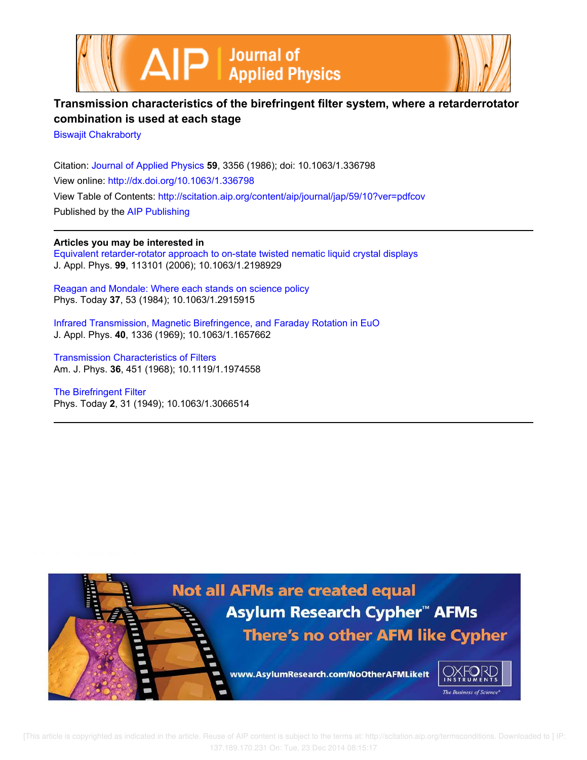# Transmission characteristics of the birefringent filter system, where a retarderrotator combination is used at each stage

Biswajit Chakraborty

Citation: Journal of Applied Physics **59**, 3356 (1986); doi: 10.1063/1.336798
View online: http://dx.doi.org/10.1063/1.336798
View Table of Contents: http://scitation.aip.org/content/aip/journal/jap/59/10?ver=pdfcov
Published by the AIP Publishing

**Articles you may be interested in**

Equivalent retarder-rotator approach to on-state twisted nematic liquid crystal displays
J. Appl. Phys. **99**, 113101 (2006); 10.1063/1.2198929

Reagan and Mondale: Where each stands on science policy
Phys. Today **37**, 53 (1984); 10.1063/1.2915915

Infrared Transmission, Magnetic Birefringence, and Faraday Rotation in EuO
J. Appl. Phys. **40**, 1336 (1969); 10.1063/1.1657662

Transmission Characteristics of Filters
Am. J. Phys. **36**, 451 (1968); 10.1119/1.1974558

The Birefringent Filter
Phys. Today **2**, 31 (1949); 10.1063/1.3066514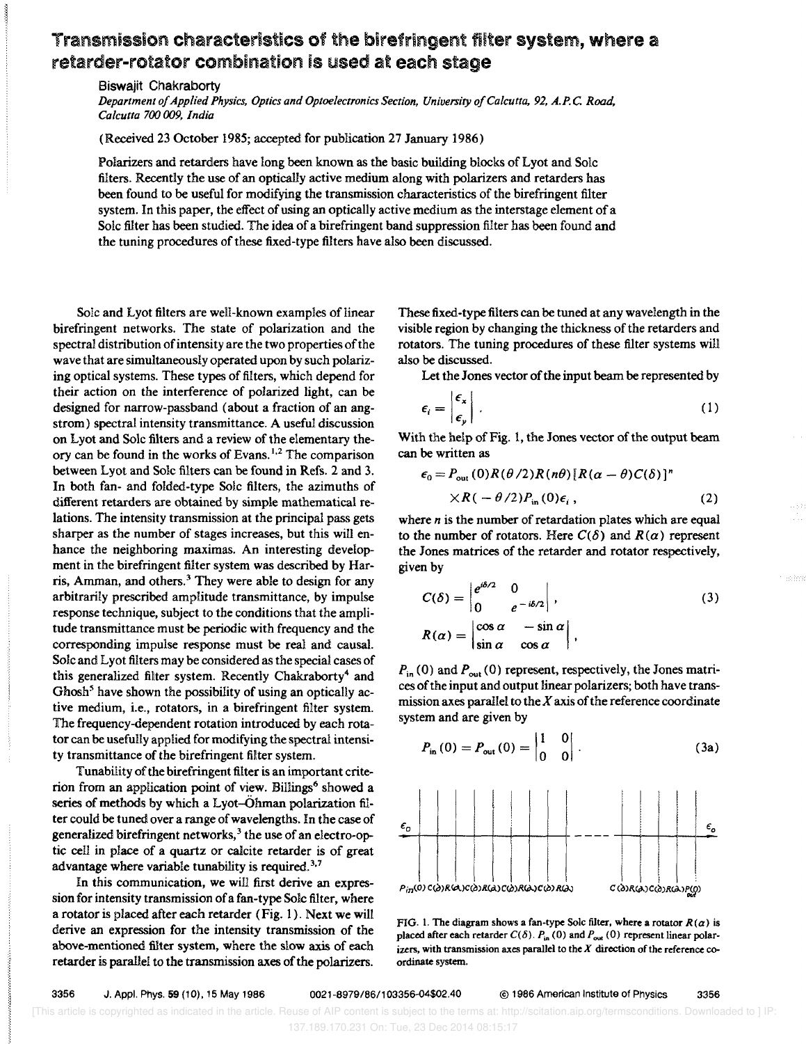# Transmission characteristics of the birefringent filter system, where a retarder-rotator combination is used at each stage

Biswajit Chakraborty

*Department of Applied Physics, Optics and Optoelectronics Section, University of Calcutta, 92, A.P.C. Road, Calcutta 700 009, India*

(Received 23 October 1985; accepted for publication 27 January 1986)

Polarizers and retarders have long been known as the basic building blocks of Lyot and Solc filters. Recently the use of an optically active medium along with polarizers and retarders has been found to be useful for modifying the transmission characteristics of the birefringent filter system. In this paper, the effect of using an optically active medium as the interstage element of a Solc filter has been studied. The idea of a birefringent band suppression filter has been found and the tuning procedures of these fixed-type filters have also been discussed.

Solc and Lyot filters are well-known examples of linear birefringent networks. The state of polarization and the spectral distribution of intensity are the two properties of the wave that are simultaneously operated upon by such polarizing optical systems. These types of filters, which depend for their action on the interference of polarized light, can be designed for narrow-passband (about a fraction of an angstrom) spectral intensity transmittance. A useful discussion on Lyot and Solc filters and a review of the elementary theory can be found in the works of Evans.[1,2] The comparison between Lyot and Solc filters can be found in Refs. 2 and 3. In both fan- and folded-type Solc filters, the azimuths of different retarders are obtained by simple mathematical relations. The intensity transmission at the principal pass gets sharper as the number of stages increases, but this will enhance the neighboring maximas. An interesting development in the birefringent filter system was described by Harris, Amman, and others.[3] They were able to design for any arbitrarily prescribed amplitude transmittance, by impulse response technique, subject to the conditions that the amplitude transmittance must be periodic with frequency and the corresponding impulse response must be real and causal. Solc and Lyot filters may be considered as the special cases of this generalized filter system. Recently Chakraborty[4] and Ghosh[5] have shown the possibility of using an optically active medium, i.e., rotators, in a birefringent filter system. The frequency-dependent rotation introduced by each rotator can be usefully applied for modifying the spectral intensity transmittance of the birefringent filter system.

Tunability of the birefringent filter is an important criterion from an application point of view. Billings[6] showed a series of methods by which a Lyot–Öhman polarization filter could be tuned over a range of wavelengths. In the case of generalized birefringent networks,[3] the use of an electro-optic cell in place of a quartz or calcite retarder is of great advantage where variable tunability is required.[3,7]

In this communication, we will first derive an expression for intensity transmission of a fan-type Solc filter, where a rotator is placed after each retarder (Fig. 1). Next we will derive an expression for the intensity transmission of the above-mentioned filter system, where the slow axis of each retarder is parallel to the transmission axes of the polarizers. These fixed-type filters can be tuned at any wavelength in the visible region by changing the thickness of the retarders and rotators. The tuning procedures of these filter systems will also be discussed.

Let the Jones vector of the input beam be represented by

$$\epsilon_i = \begin{vmatrix} \epsilon_x \\ \epsilon_y \end{vmatrix} . \tag{1}$$

With the help of Fig. 1, the Jones vector of the output beam can be written as

$$\epsilon_0 = P_{\text{out}}(0) R(\theta/2) R(n\theta) [R(\alpha - \theta) C(\delta)]^n \times R(-\theta/2) P_{\text{in}}(0) \epsilon_i , \tag{2}$$

where $n$ is the number of retardation plates which are equal to the number of rotators. Here $C(\delta)$ and $R(\alpha)$ represent the Jones matrices of the retarder and rotator respectively, given by

$$C(\delta) = \begin{vmatrix} e^{i\delta/2} & 0 \\ 0 & e^{-i\delta/2} \end{vmatrix} , \tag{3}$$

$$R(\alpha) = \begin{vmatrix} \cos\alpha & -\sin\alpha \\ \sin\alpha & \cos\alpha \end{vmatrix} ,$$

$P_{\text{in}}(0)$ and $P_{\text{out}}(0)$ represent, respectively, the Jones matrices of the input and output linear polarizers; both have transmission axes parallel to the $X$ axis of the reference coordinate system and are given by

$$P_{\text{in}}(0) = P_{\text{out}}(0) = \begin{vmatrix} 1 & 0 \\ 0 & 0 \end{vmatrix} . \tag{3a}$$

FIG. 1. The diagram shows a fan-type Solc filter, where a rotator $R(\alpha)$ is placed after each retarder $C(\delta)$. $P_{\text{in}}(0)$ and $P_{\text{out}}(0)$ represent linear polarizers, with transmission axes parallel to the $X$ direction of the reference coordinate system.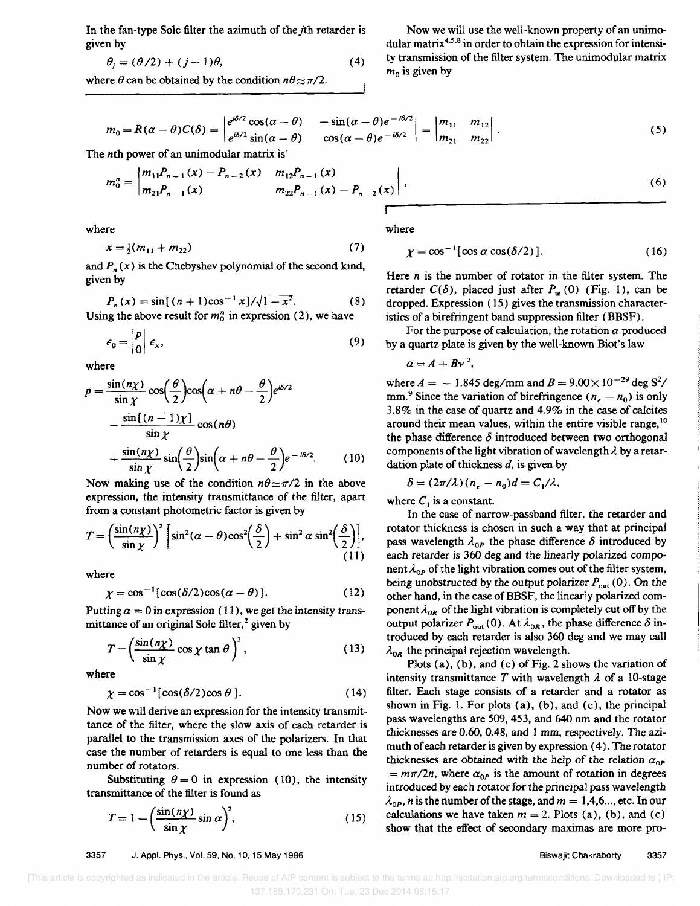In the fan-type Solc filter the azimuth of the $j$th retarder is given by

$$\theta_j = (\theta/2) + (j-1)\theta, \tag{4}$$

where $\theta$ can be obtained by the condition $n\theta \simeq \pi/2$.

Now we will use the well-known property of an unimodular matrix[4,5,8] in order to obtain the expression for intensity transmission of the filter system. The unimodular matrix $m_0$ is given by

$$m_0 = R(\alpha-\theta)C(\delta) = \begin{vmatrix} e^{i\delta/2}\cos(\alpha-\theta) & -\sin(\alpha-\theta)e^{-i\delta/2} \\ e^{i\delta/2}\sin(\alpha-\theta) & \cos(\alpha-\theta)e^{-i\delta/2} \end{vmatrix} = \begin{vmatrix} m_{11} & m_{12} \\ m_{21} & m_{22} \end{vmatrix}. \tag{5}$$

The $n$th power of an unimodular matrix is

$$m_0^n = \begin{vmatrix} m_{11}P_{n-1}(x) - P_{n-2}(x) & m_{12}P_{n-1}(x) \\ m_{21}P_{n-1}(x) & m_{22}P_{n-1}(x) - P_{n-2}(x) \end{vmatrix}, \tag{6}$$

where

$$x = \tfrac{1}{2}(m_{11} + m_{22}) \tag{7}$$

and $P_n(x)$ is the Chebyshev polynomial of the second kind, given by

$$P_n(x) = \sin[(n+1)\cos^{-1}x]/\sqrt{1-x^2}. \tag{8}$$

Using the above result for $m_0^n$ in expression (2), we have

$$\epsilon_0 = \begin{vmatrix} p \\ 0 \end{vmatrix} \epsilon_x, \tag{9}$$

where

$$p = \frac{\sin(n\chi)}{\sin\chi}\cos\left(\frac{\theta}{2}\right)\cos\left(\alpha + n\theta - \frac{\theta}{2}\right)e^{i\delta/2} - \frac{\sin[(n-1)\chi]}{\sin\chi}\cos(n\theta) + \frac{\sin(n\chi)}{\sin\chi}\sin\left(\frac{\theta}{2}\right)\sin\left(\alpha + n\theta - \frac{\theta}{2}\right)e^{-i\delta/2}. \tag{10}$$

Now making use of the condition $n\theta \simeq \pi/2$ in the above expression, the intensity transmittance of the filter, apart from a constant photometric factor is given by

$$T = \left(\frac{\sin(n\chi)}{\sin\chi}\right)^2 \left[\sin^2(\alpha-\theta)\cos^2\left(\frac{\delta}{2}\right) + \sin^2\alpha\,\sin^2\left(\frac{\delta}{2}\right)\right], \tag{11}$$

where

$$\chi = \cos^{-1}[\cos(\delta/2)\cos(\alpha-\theta)]. \tag{12}$$

Putting $\alpha = 0$ in expression (11), we get the intensity transmittance of an original Solc filter,[2] given by

$$T = \left(\frac{\sin(n\chi)}{\sin\chi}\cos\chi\tan\theta\right)^2, \tag{13}$$

where

$$\chi = \cos^{-1}[\cos(\delta/2)\cos\theta]. \tag{14}$$

Now we will derive an expression for the intensity transmittance of the filter, where the slow axis of each retarder is parallel to the transmission axes of the polarizers. In that case the number of retarders is equal to one less than the number of rotators.

Substituting $\theta = 0$ in expression (10), the intensity transmittance of the filter is found as

$$T = 1 - \left(\frac{\sin(n\chi)}{\sin\chi}\sin\alpha\right)^2, \tag{15}$$

where

$$\chi = \cos^{-1}[\cos\alpha\cos(\delta/2)]. \tag{16}$$

Here $n$ is the number of rotator in the filter system. The retarder $C(\delta)$, placed just after $P_{in}(0)$ (Fig. 1), can be dropped. Expression (15) gives the transmission characteristics of a birefringent band suppression filter (BBSF).

For the purpose of calculation, the rotation $\alpha$ produced by a quartz plate is given by the well-known Biot's law

$$\alpha = A + B\nu^2,$$

where $A = -1.845$ deg/mm and $B = 9.00 \times 10^{-29}$ deg $S^2$/mm.[9] Since the variation of birefringence $(n_e - n_0)$ is only 3.8% in the case of quartz and 4.9% in the case of calcites around their mean values, within the entire visible range,[10] the phase difference $\delta$ introduced between two orthogonal components of the light vibration of wavelength $\lambda$ by a retardation plate of thickness $d$, is given by

$$\delta = (2\pi/\lambda)(n_e - n_0)d = C_1/\lambda,$$

where $C_1$ is a constant.

In the case of narrow-passband filter, the retarder and rotator thickness is chosen in such a way that at principal pass wavelength $\lambda_{0P}$ the phase difference $\delta$ introduced by each retarder is 360 deg and the linearly polarized component $\lambda_{0P}$ of the light vibration comes out of the filter system, being unobstructed by the output polarizer $P_{out}(0)$. On the other hand, in the case of BBSF, the linearly polarized component $\lambda_{0R}$ of the light vibration is completely cut off by the output polarizer $P_{out}(0)$. At $\lambda_{0R}$, the phase difference $\delta$ introduced by each retarder is also 360 deg and we may call $\lambda_{0R}$ the principal rejection wavelength.

Plots (a), (b), and (c) of Fig. 2 shows the variation of intensity transmittance $T$ with wavelength $\lambda$ of a 10-stage filter. Each stage consists of a retarder and a rotator as shown in Fig. 1. For plots (a), (b), and (c), the principal pass wavelengths are 509, 453, and 640 nm and the rotator thicknesses are 0.60, 0.48, and 1 mm, respectively. The azimuth of each retarder is given by expression (4). The rotator thicknesses are obtained with the help of the relation $\alpha_{0P} = m\pi/2n$, where $\alpha_{0P}$ is the amount of rotation in degrees introduced by each rotator for the principal pass wavelength $\lambda_{0P}$, $n$ is the number of the stage, and $m = 1,4,6...$, etc. In our calculations we have taken $m = 2$. Plots (a), (b), and (c) show that the effect of secondary maximas are more pro-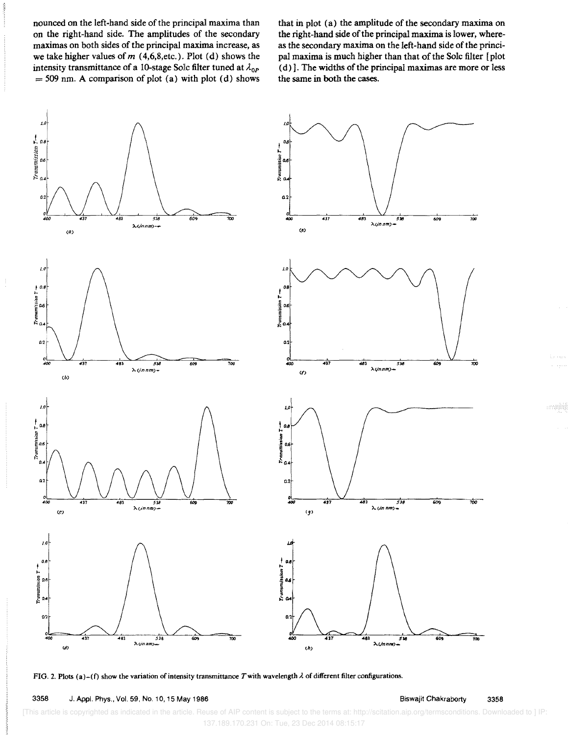nounced on the left-hand side of the principal maxima than on the right-hand side. The amplitudes of the secondary maximas on both sides of the principal maxima increase, as we take higher values of $m$ (4,6,8,etc.). Plot (d) shows the intensity transmittance of a 10-stage Solc filter tuned at $\lambda_{0P} = 509$ nm. A comparison of plot (a) with plot (d) shows that in plot (a) the amplitude of the secondary maxima on the right-hand side of the principal maxima is lower, whereas the secondary maxima on the left-hand side of the principal maxima is much higher than that of the Solc filter [plot (d)]. The widths of the principal maximas are more or less the same in both the cases.

FIG. 2. Plots (a)–(f) show the variation of intensity transmittance $T$ with wavelength $\lambda$ of different filter configurations.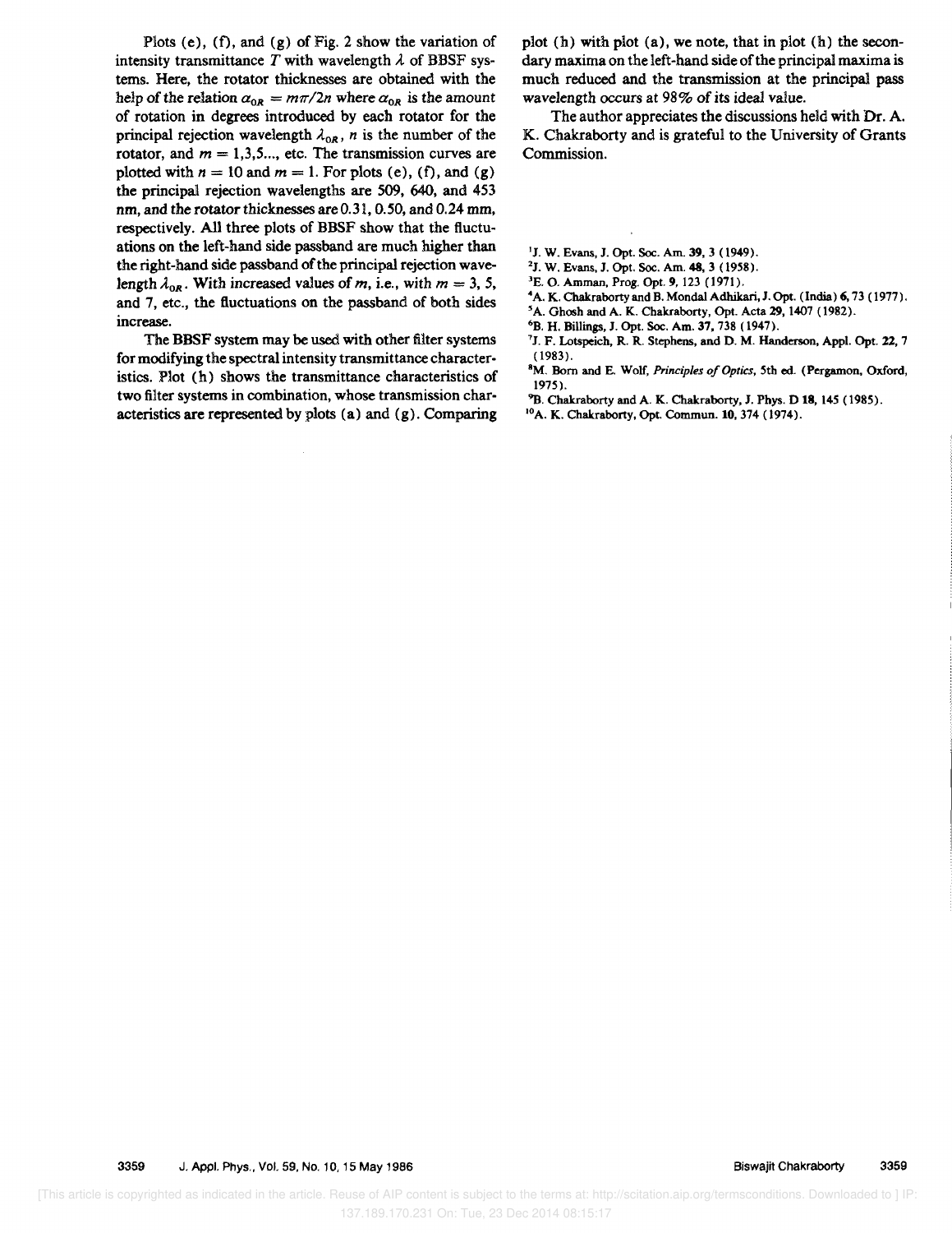Plots (e), (f), and (g) of Fig. 2 show the variation of intensity transmittance $T$ with wavelength $\lambda$ of BBSF systems. Here, the rotator thicknesses are obtained with the help of the relation $\alpha_{0R} = m\pi/2n$ where $\alpha_{0R}$ is the amount of rotation in degrees introduced by each rotator for the principal rejection wavelength $\lambda_{0R}$, $n$ is the number of the rotator, and $m = 1,3,5...$, etc. The transmission curves are plotted with $n = 10$ and $m = 1$. For plots (e), (f), and (g) the principal rejection wavelengths are 509, 640, and 453 nm, and the rotator thicknesses are 0.31, 0.50, and 0.24 mm, respectively. All three plots of BBSF show that the fluctuations on the left-hand side passband are much higher than the right-hand side passband of the principal rejection wavelength $\lambda_{0R}$. With increased values of $m$, i.e., with $m = 3$, 5, and 7, etc., the fluctuations on the passband of both sides increase.

The BBSF system may be used with other filter systems for modifying the spectral intensity transmittance characteristics. Plot (h) shows the transmittance characteristics of two filter systems in combination, whose transmission characteristics are represented by plots (a) and (g). Comparing plot (h) with plot (a), we note, that in plot (h) the secondary maxima on the left-hand side of the principal maxima is much reduced and the transmission at the principal pass wavelength occurs at 98% of its ideal value.

The author appreciates the discussions held with Dr. A. K. Chakraborty and is grateful to the University of Grants Commission.

[1] J. W. Evans, J. Opt. Soc. Am. **39**, 3 (1949).

[2] J. W. Evans, J. Opt. Soc. Am. **48**, 3 (1958).

[3] E. O. Amman, Prog. Opt. **9**, 123 (1971).

[4] A. K. Chakraborty and B. Mondal Adhikari, J. Opt. (India) **6**, 73 (1977).

[5] A. Ghosh and A. K. Chakraborty, Opt. Acta **29**, 1407 (1982).

[6] B. H. Billings, J. Opt. Soc. Am. **37**, 738 (1947).

[7] J. F. Lotspeich, R. R. Stephens, and D. M. Handerson, Appl. Opt. **22**, 7 (1983).

[8] M. Born and E. Wolf, *Principles of Optics*, 5th ed. (Pergamon, Oxford, 1975).

[9] B. Chakraborty and A. K. Chakraborty, J. Phys. D **18**, 145 (1985).

[10] A. K. Chakraborty, Opt. Commun. **10**, 374 (1974).